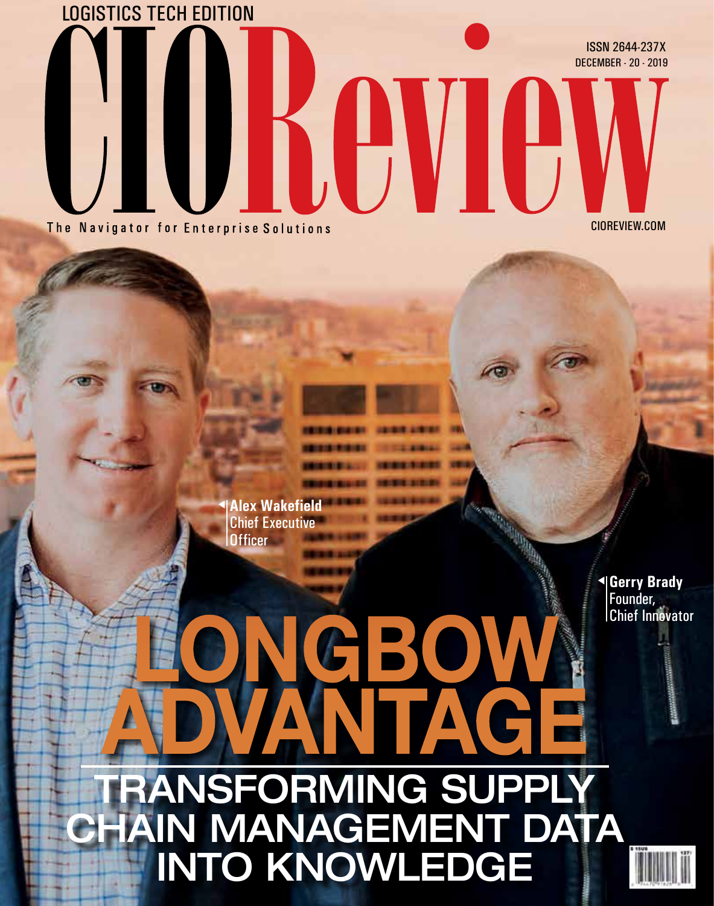LOGISTICS TECH EDITION

# CIOReview

ISSN 2644-237X
DECEMBER - 20 - 2019

The Navigator for Enterprise Solutions

CIOREVIEW.COM

**Alex Wakefield**
Chief Executive Officer

**Gerry Brady**
Founder,
Chief Innovator

# LONGBOW ADVANTAGE

## TRANSFORMING SUPPLY CHAIN MANAGEMENT DATA INTO KNOWLEDGE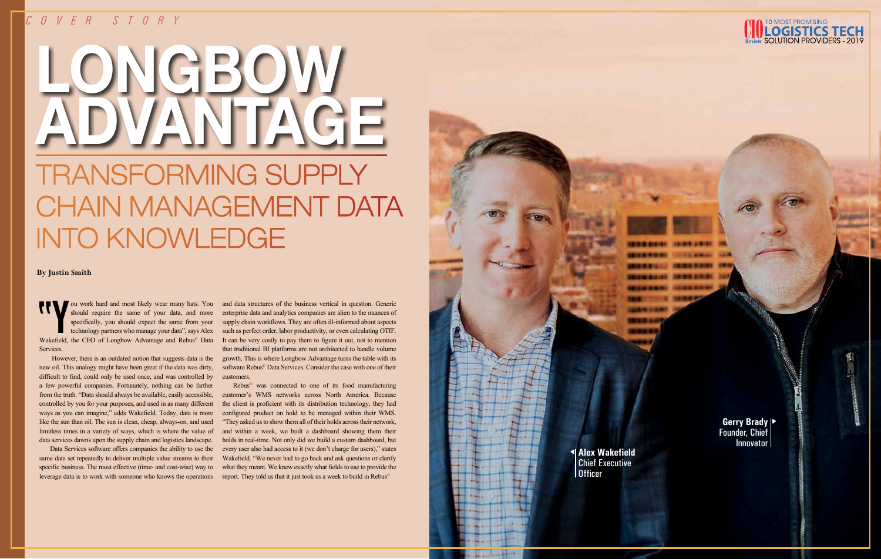COVER STORY

# LONGBOW ADVANTAGE

## TRANSFORMING SUPPLY CHAIN MANAGEMENT DATA INTO KNOWLEDGE

By Justin Smith

"You work hard and most likely wear many hats. You should require the same of your data, and more specifically, you should expect the same from your technology partners who manage your data", says Alex Wakefield, the CEO of Longbow Advantage and Rebus© Data Services.

However, there is an outdated notion that suggests data is the new oil. This analogy might have been great if the data was dirty, difficult to find, could only be used once, and was controlled by a few powerful companies. Fortunately, nothing can be farther from the truth. "Data should always be available, easily accessible, controlled by you for your purposes, and used in as many different ways as you can imagine," adds Wakefield. Today, data is more like the sun than oil. The sun is clean, cheap, always-on, and used limitless times in a variety of ways, which is where the value of data services dawns upon the supply chain and logistics landscape.

Data Services software offers companies the ability to use the same data set repeatedly to deliver multiple value streams to their specific business. The most effective (time- and cost-wise) way to leverage data is to work with someone who knows the operations and data structures of the business vertical in question. Generic enterprise data and analytics companies are alien to the nuances of supply chain workflows. They are often ill-informed about aspects such as perfect order, labor productivity, or even calculating OTIF. It can be very costly to pay them to figure it out, not to mention that traditional BI platforms are not architected to handle volume growth. This is where Longbow Advantage turns the table with its software Rebus© Data Services. Consider the case with one of their customers.

Rebus© was connected to one of its food manufacturing customer's WMS networks across North America. Because the client is proficient with its distribution technology, they had configured product on hold to be managed within their WMS. "They asked us to show them all of their holds across their network, and within a week, we built a dashboard showing them their holds in real-time. Not only did we build a custom dashboard, but every user also had access to it (we don't charge for users)," states Wakefield. "We never had to go back and ask questions or clarify what they meant. We knew exactly what fields to use to provide the report. They told us that it just took us a week to build in Rebus©

Alex Wakefield
Chief Executive Officer

Gerry Brady
Founder, Chief Innovator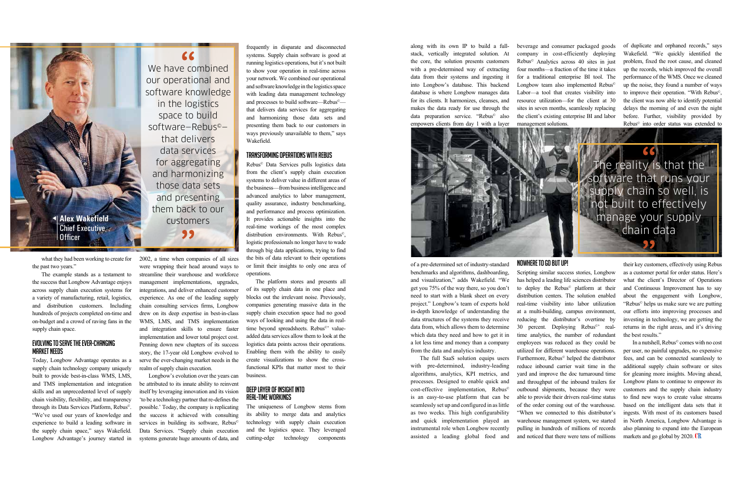> We have combined our operational and software knowledge in the logistics space to build software—Rebus©—that delivers data services for aggregating and harmonizing those data sets and presenting them back to our customers

**Alex Wakefield**
Chief Executive Officer

what they had been working to create for the past two years."

The example stands as a testament to the success that Longbow Advantage enjoys across supply chain execution systems for a variety of manufacturing, retail, logistics, and distribution customers. Including hundreds of projects completed on-time and on-budget and a crowd of raving fans in the supply chain space.

## Evolving to Serve the Ever-Changing Market Needs

Today, Longbow Advantage operates as a supply chain technology company uniquely built to provide best-in-class WMS, LMS, and TMS implementation and integration skills and an unprecedented level of supply chain visibility, flexibility, and transparency through its Data Services Platform, Rebus©. "We've used our years of knowledge and experience to build a leading software in the supply chain space," says Wakefield. Longbow Advantage's journey started in 2002, a time when companies of all sizes were wrapping their head around ways to streamline their warehouse and workforce management implementations, upgrades, integrations, and deliver enhanced customer experience. As one of the leading supply chain consulting services firms, Longbow drew on its deep expertise in best-in-class WMS, LMS, and TMS implementation and integration skills to ensure faster implementation and lower total project cost. Penning down new chapters of its success story, the 17-year old Longbow evolved to serve the ever-changing market needs in the realm of supply chain execution.

Longbow's evolution over the years can be attributed to its innate ability to reinvent itself by leveraging innovation and its vision 'to be a technology partner that re-defines the possible.' Today, the company is replicating the success it achieved with consulting services in building its software, Rebus© Data Services. "Supply chain execution systems generate huge amounts of data, and frequently in disparate and disconnected systems. Supply chain software is good at running logistics operations, but it's not built to show your operation in real-time across your network. We combined our operational and software knowledge in the logistics space with leading data management technology and processes to build software—Rebus©—that delivers data services for aggregating and harmonizing those data sets and presenting them back to our customers in ways previously unavailable to them," says Wakefield.

## Transforming Operations with Rebus

Rebus© Data Services pulls logistics data from the client's supply chain execution systems to deliver value in different areas of the business—from business intelligence and advanced analytics to labor management, quality assurance, industry benchmarking, and performance and process optimization. It provides actionable insights into the real-time workings of the most complex distribution environments. With Rebus©, logistic professionals no longer have to wade through big data applications, trying to find the bits of data relevant to their operations or limit their insights to only one area of operations.

The platform stores and presents all of its supply chain data in one place and blocks out the irrelevant noise. Previously, companies generating massive data in the supply chain execution space had no good ways of looking and using the data in real-time beyond spreadsheets. Rebus©' value-added data services allow them to look at the logistics data points across their operations. Enabling them with the ability to easily create visualizations to show the cross-functional KPIs that matter most to their business.

## Deep Layer of Insight into Real-Time Workings

The uniqueness of Longbow stems from its ability to merge data and analytics technology with supply chain execution and the logistics space. They leveraged cutting-edge technology components along with its own IP to build a full-stack, vertically integrated solution. At the core, the solution presents customers with a pre-determined way of extracting data from their systems and ingesting it into Longbow's database. This backend database is where Longbow manages data for its clients. It harmonizes, cleanses, and makes the data ready for use through the data preparation service. "Rebus© also empowers clients from day 1 with a layer of a pre-determined set of industry-standard benchmarks and algorithms, dashboarding, and visualization," adds Wakefield. "We get you 75% of the way there, so you don't need to start with a blank sheet on every project." Longbow's team of experts hold in-depth knowledge of understanding the data structures of the systems they receive data from, which allows them to determine which data they need and how to get it in a lot less time and money than a company from the data and analytics industry.

The full SaaS solution equips users with pre-determined, industry-leading algorithms, analytics, KPI metrics, and processes. Designed to enable quick and cost-effective implementation, Rebus© is an easy-to-use platform that can be seamlessly set up and configured in as little as two weeks. This high configurability and quick implementation played an instrumental role when Longbow recently assisted a leading global food and beverage and consumer packaged goods company in cost-efficiently deploying Rebus© Analytics across 40 sites in just four months—a fraction of the time it takes for a traditional enterprise BI tool. The Longbow team also implemented Rebus© Labor—a tool that creates visibility into resource utilization—for the client at 30 sites in seven months, seamlessly replacing the client's existing enterprise BI and labor management solutions.

> The reality is that the software that runs your supply chain so well, is not built to effectively manage your supply chain data

## Nowhere to Go but Up!

Scripting similar success stories, Longbow has helped a leading life sciences distributor to deploy the Rebus© platform at their distribution centers. The solution enabled real-time visibility into labor utilization at a multi-building, campus environment, reducing the distributor's overtime by 30 percent. Deploying Rebus©' real-time analytics, the number of redundant employees was reduced as they could be utilized for different warehouse operations. Furthermore, Rebus© helped the distributor reduce inbound carrier wait time in the yard and improve the doc turnaround time and throughput of the inbound trailers for outbound shipments, because they were able to provide their drivers real-time status of the order coming out of the warehouse. "When we connected to this distributor's warehouse management system, we started pulling in hundreds of millions of records and noticed that there were tens of millions of duplicate and orphaned records," says Wakefield. "We quickly identified the problem, fixed the root cause, and cleaned up the records, which improved the overall performance of the WMS. Once we cleaned up the noise, they found a number of ways to improve their operation. "With Rebus©, the client was now able to identify potential delays the morning of and even the night before. Further, visibility provided by Rebus© into order status was extended to their key customers, effectively using Rebus as a customer portal for order status. Here's what the client's Director of Operations and Continuous Improvement has to say about the engagement with Longbow, "Rebus© helps us make sure we are putting our efforts into improving processes and investing in technology, we are getting the returns in the right areas, and it's driving the best results."

In a nutshell, Rebus© comes with no cost per user, no painful upgrades, no expensive fees, and can be connected seamlessly to additional supply chain software or sites for gleaning more insights. Moving ahead, Longbow plans to continue to empower its customers and the supply chain industry to find new ways to create value streams based on the intelligent data sets that it ingests. With most of its customers based in North America, Longbow Advantage is also planning to expand into the European markets and go global by 2020.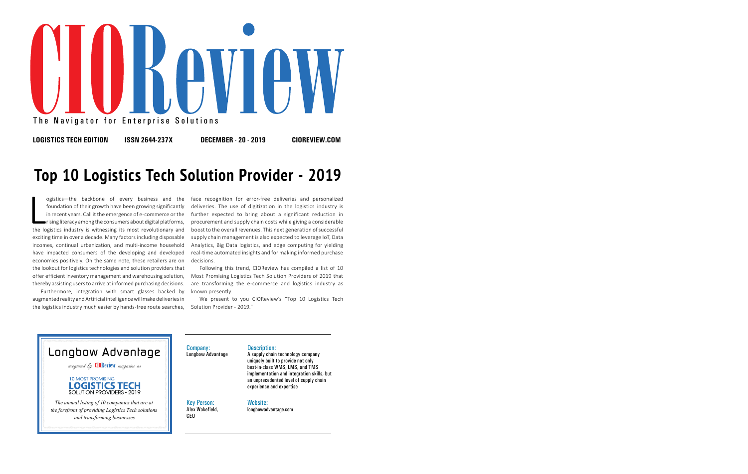# CIOReview

The Navigator for Enterprise Solutions

**LOGISTICS TECH EDITION** **ISSN 2644-237X** **DECEMBER - 20 - 2019** **CIOREVIEW.COM**

## Top 10 Logistics Tech Solution Provider - 2019

Logistics—the backbone of every business and the foundation of their growth have been growing significantly in recent years. Call it the emergence of e-commerce or the rising literacy among the consumers about digital platforms, the logistics industry is witnessing its most revolutionary and exciting time in over a decade. Many factors including disposable incomes, continual urbanization, and multi-income household have impacted consumers of the developing and developed economies positively. On the same note, these retailers are on the lookout for logistics technologies and solution providers that offer efficient inventory management and warehousing solution, thereby assisting users to arrive at informed purchasing decisions.

Furthermore, integration with smart glasses backed by augmented reality and Artificial intelligence will make deliveries in the logistics industry much easier by hands-free route searches, face recognition for error-free deliveries and personalized deliveries. The use of digitization in the logistics industry is further expected to bring about a significant reduction in procurement and supply chain costs while giving a considerable boost to the overall revenues. This next generation of successful supply chain management is also expected to leverage IoT, Data Analytics, Big Data logistics, and edge computing for yielding real-time automated insights and for making informed purchase decisions.

Following this trend, CIOReview has compiled a list of 10 Most Promising Logistics Tech Solution Providers of 2019 that are transforming the e-commerce and logistics industry as known presently.

We present to you CIOReview's "Top 10 Logistics Tech Solution Provider - 2019."

---

**Longbow Advantage**

*recognized by* **CIOReview** *magazine as*

10 MOST PROMISING
**LOGISTICS TECH**
SOLUTION PROVIDERS - 2019

*The annual listing of 10 companies that are at the forefront of providing Logistics Tech solutions and transforming businesses*

---

**Company:**
Longbow Advantage

**Description:**
A supply chain technology company uniquely built to provide not only best-in-class WMS, LMS, and TMS implementation and integration skills, but an unprecedented level of supply chain experience and expertise

**Key Person:**
Alex Wakefield,
CEO

**Website:**
longbowadvantage.com